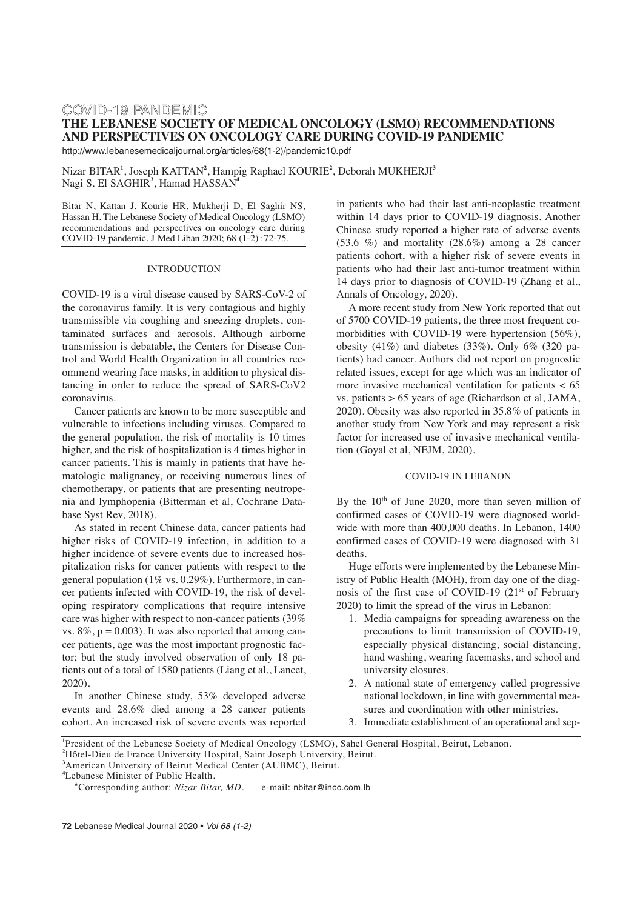COVID-19 PANDEMIC

# THE LEBANESE SOCIETY OF MEDICAL ONCOLOGY (LSMO) RECOMMENDATIONS AND PERSPECTIVES ON ONCOLOGY CARE DURING COVID-19 PANDEMIC

http://www.lebanesemedicaljournal.org/articles/68(1-2)/pandemic10.pdf

Nizar BITAR[1], Joseph KATTAN[2], Hampig Raphael KOURIE[2], Deborah MUKHERJI[3]
Nagi S. El SAGHIR[3], Hamad HASSAN[4]

Bitar N, Kattan J, Kourie HR, Mukherji D, El Saghir NS, Hassan H. The Lebanese Society of Medical Oncology (LSMO) recommendations and perspectives on oncology care during COVID-19 pandemic. J Med Liban 2020; 68 (1-2): 72-75.

## INTRODUCTION

COVID-19 is a viral disease caused by SARS-CoV-2 of the coronavirus family. It is very contagious and highly transmissible via coughing and sneezing droplets, contaminated surfaces and aerosols. Although airborne transmission is debatable, the Centers for Disease Control and World Health Organization in all countries recommend wearing face masks, in addition to physical distancing in order to reduce the spread of SARS-CoV2 coronavirus.

Cancer patients are known to be more susceptible and vulnerable to infections including viruses. Compared to the general population, the risk of mortality is 10 times higher, and the risk of hospitalization is 4 times higher in cancer patients. This is mainly in patients that have hematologic malignancy, or receiving numerous lines of chemotherapy, or patients that are presenting neutropenia and lymphopenia (Bitterman et al, Cochrane Database Syst Rev, 2018).

As stated in recent Chinese data, cancer patients had higher risks of COVID-19 infection, in addition to a higher incidence of severe events due to increased hospitalization risks for cancer patients with respect to the general population (1% vs. 0.29%). Furthermore, in cancer patients infected with COVID-19, the risk of developing respiratory complications that require intensive care was higher with respect to non-cancer patients (39% vs. 8%, $p = 0.003$). It was also reported that among cancer patients, age was the most important prognostic factor; but the study involved observation of only 18 patients out of a total of 1580 patients (Liang et al., Lancet, 2020).

In another Chinese study, 53% developed adverse events and 28.6% died among a 28 cancer patients cohort. An increased risk of severe events was reported in patients who had their last anti-neoplastic treatment within 14 days prior to COVID-19 diagnosis. Another Chinese study reported a higher rate of adverse events (53.6 %) and mortality (28.6%) among a 28 cancer patients cohort, with a higher risk of severe events in patients who had their last anti-tumor treatment within 14 days prior to diagnosis of COVID-19 (Zhang et al., Annals of Oncology, 2020).

A more recent study from New York reported that out of 5700 COVID-19 patients, the three most frequent comorbidities with COVID-19 were hypertension (56%), obesity (41%) and diabetes (33%). Only 6% (320 patients) had cancer. Authors did not report on prognostic related issues, except for age which was an indicator of more invasive mechanical ventilation for patients < 65 vs. patients > 65 years of age (Richardson et al, JAMA, 2020). Obesity was also reported in 35.8% of patients in another study from New York and may represent a risk factor for increased use of invasive mechanical ventilation (Goyal et al, NEJM, 2020).

## COVID-19 IN LEBANON

By the 10th of June 2020, more than seven million of confirmed cases of COVID-19 were diagnosed worldwide with more than 400,000 deaths. In Lebanon, 1400 confirmed cases of COVID-19 were diagnosed with 31 deaths.

Huge efforts were implemented by the Lebanese Ministry of Public Health (MOH), from day one of the diagnosis of the first case of COVID-19 (21st of February 2020) to limit the spread of the virus in Lebanon:

1. Media campaigns for spreading awareness on the precautions to limit transmission of COVID-19, especially physical distancing, social distancing, hand washing, wearing facemasks, and school and university closures.
2. A national state of emergency called progressive national lockdown, in line with governmental measures and coordination with other ministries.
3. Immediate establishment of an operational and sep-

[1]President of the Lebanese Society of Medical Oncology (LSMO), Sahel General Hospital, Beirut, Lebanon.
[2]Hôtel-Dieu de France University Hospital, Saint Joseph University, Beirut.
[3]American University of Beirut Medical Center (AUBMC), Beirut.
[4]Lebanese Minister of Public Health.
*Corresponding author: *Nizar Bitar, MD.* e-mail: nbitar@inco.com.lb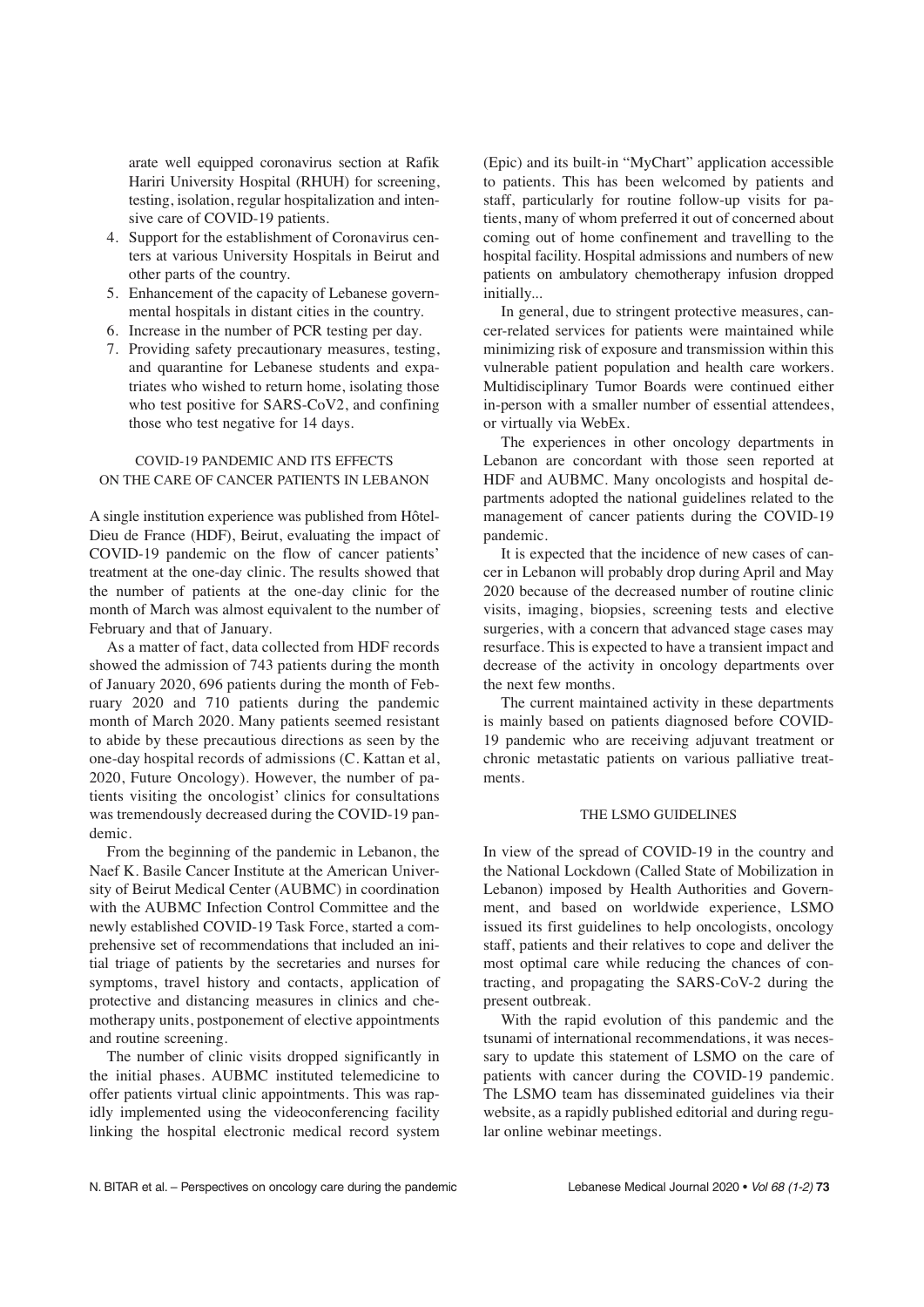arate well equipped coronavirus section at Rafik Hariri University Hospital (RHUH) for screening, testing, isolation, regular hospitalization and intensive care of COVID-19 patients.

4. Support for the establishment of Coronavirus centers at various University Hospitals in Beirut and other parts of the country.
5. Enhancement of the capacity of Lebanese governmental hospitals in distant cities in the country.
6. Increase in the number of PCR testing per day.
7. Providing safety precautionary measures, testing, and quarantine for Lebanese students and expatriates who wished to return home, isolating those who test positive for SARS-CoV2, and confining those who test negative for 14 days.

## COVID-19 PANDEMIC AND ITS EFFECTS ON THE CARE OF CANCER PATIENTS IN LEBANON

A single institution experience was published from Hôtel-Dieu de France (HDF), Beirut, evaluating the impact of COVID-19 pandemic on the flow of cancer patients' treatment at the one-day clinic. The results showed that the number of patients at the one-day clinic for the month of March was almost equivalent to the number of February and that of January.

As a matter of fact, data collected from HDF records showed the admission of 743 patients during the month of January 2020, 696 patients during the month of February 2020 and 710 patients during the pandemic month of March 2020. Many patients seemed resistant to abide by these precautious directions as seen by the one-day hospital records of admissions (C. Kattan et al, 2020, Future Oncology). However, the number of patients visiting the oncologist' clinics for consultations was tremendously decreased during the COVID-19 pandemic.

From the beginning of the pandemic in Lebanon, the Naef K. Basile Cancer Institute at the American University of Beirut Medical Center (AUBMC) in coordination with the AUBMC Infection Control Committee and the newly established COVID-19 Task Force, started a comprehensive set of recommendations that included an initial triage of patients by the secretaries and nurses for symptoms, travel history and contacts, application of protective and distancing measures in clinics and chemotherapy units, postponement of elective appointments and routine screening.

The number of clinic visits dropped significantly in the initial phases. AUBMC instituted telemedicine to offer patients virtual clinic appointments. This was rapidly implemented using the videoconferencing facility linking the hospital electronic medical record system (Epic) and its built-in "MyChart" application accessible to patients. This has been welcomed by patients and staff, particularly for routine follow-up visits for patients, many of whom preferred it out of concerned about coming out of home confinement and travelling to the hospital facility. Hospital admissions and numbers of new patients on ambulatory chemotherapy infusion dropped initially...

In general, due to stringent protective measures, cancer-related services for patients were maintained while minimizing risk of exposure and transmission within this vulnerable patient population and health care workers. Multidisciplinary Tumor Boards were continued either in-person with a smaller number of essential attendees, or virtually via WebEx.

The experiences in other oncology departments in Lebanon are concordant with those seen reported at HDF and AUBMC. Many oncologists and hospital departments adopted the national guidelines related to the management of cancer patients during the COVID-19 pandemic.

It is expected that the incidence of new cases of cancer in Lebanon will probably drop during April and May 2020 because of the decreased number of routine clinic visits, imaging, biopsies, screening tests and elective surgeries, with a concern that advanced stage cases may resurface. This is expected to have a transient impact and decrease of the activity in oncology departments over the next few months.

The current maintained activity in these departments is mainly based on patients diagnosed before COVID-19 pandemic who are receiving adjuvant treatment or chronic metastatic patients on various palliative treatments.

## THE LSMO GUIDELINES

In view of the spread of COVID-19 in the country and the National Lockdown (Called State of Mobilization in Lebanon) imposed by Health Authorities and Government, and based on worldwide experience, LSMO issued its first guidelines to help oncologists, oncology staff, patients and their relatives to cope and deliver the most optimal care while reducing the chances of contracting, and propagating the SARS-CoV-2 during the present outbreak.

With the rapid evolution of this pandemic and the tsunami of international recommendations, it was necessary to update this statement of LSMO on the care of patients with cancer during the COVID-19 pandemic. The LSMO team has disseminated guidelines via their website, as a rapidly published editorial and during regular online webinar meetings.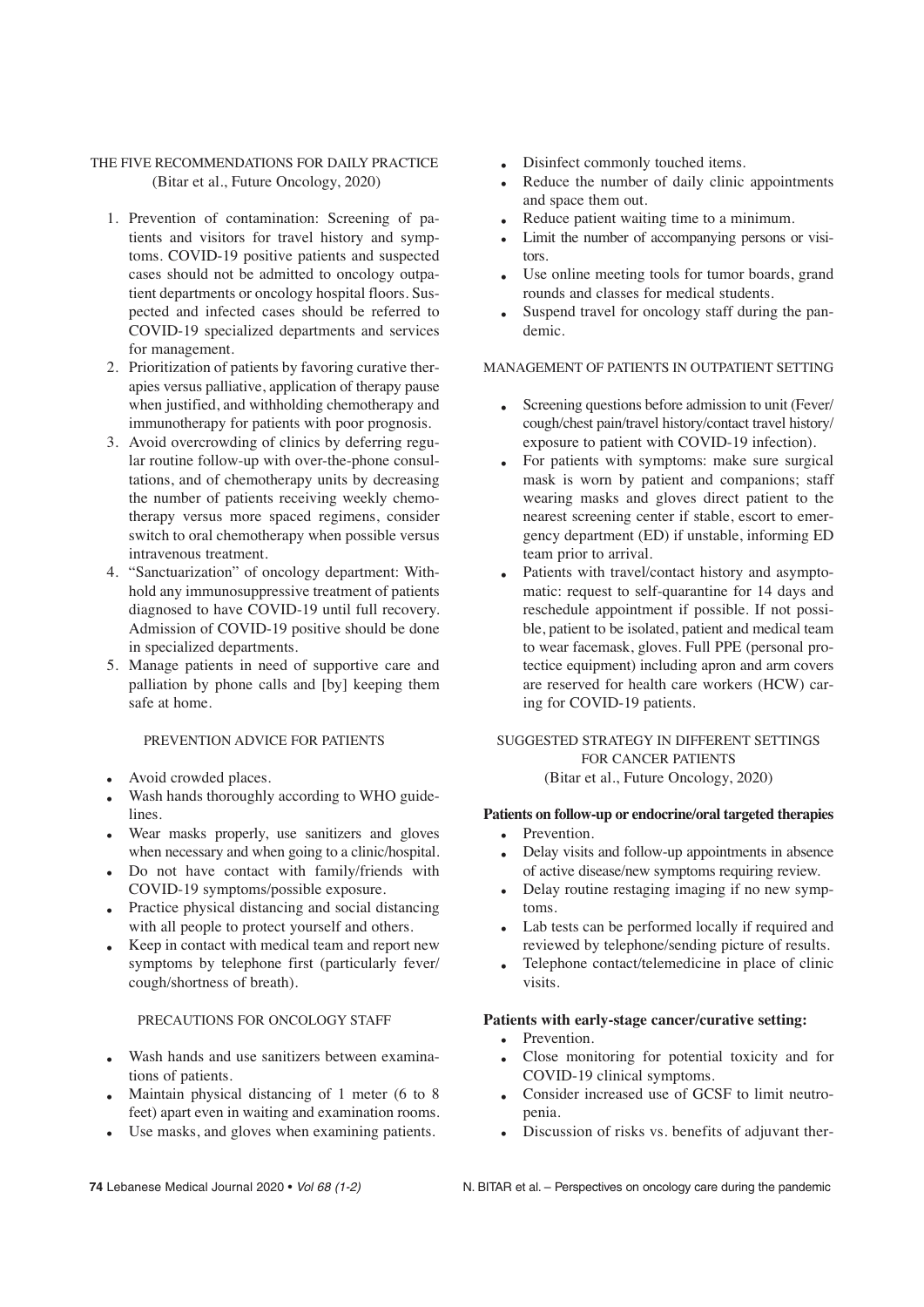## THE FIVE RECOMMENDATIONS FOR DAILY PRACTICE
(Bitar et al., Future Oncology, 2020)

1. Prevention of contamination: Screening of patients and visitors for travel history and symptoms. COVID-19 positive patients and suspected cases should not be admitted to oncology outpatient departments or oncology hospital floors. Suspected and infected cases should be referred to COVID-19 specialized departments and services for management.
2. Prioritization of patients by favoring curative therapies versus palliative, application of therapy pause when justified, and withholding chemotherapy and immunotherapy for patients with poor prognosis.
3. Avoid overcrowding of clinics by deferring regular routine follow-up with over-the-phone consultations, and of chemotherapy units by decreasing the number of patients receiving weekly chemotherapy versus more spaced regimens, consider switch to oral chemotherapy when possible versus intravenous treatment.
4. "Sanctuarization" of oncology department: Withhold any immunosuppressive treatment of patients diagnosed to have COVID-19 until full recovery. Admission of COVID-19 positive should be done in specialized departments.
5. Manage patients in need of supportive care and palliation by phone calls and [by] keeping them safe at home.

### PREVENTION ADVICE FOR PATIENTS

- Avoid crowded places.
- Wash hands thoroughly according to WHO guidelines.
- Wear masks properly, use sanitizers and gloves when necessary and when going to a clinic/hospital.
- Do not have contact with family/friends with COVID-19 symptoms/possible exposure.
- Practice physical distancing and social distancing with all people to protect yourself and others.
- Keep in contact with medical team and report new symptoms by telephone first (particularly fever/cough/shortness of breath).

### PRECAUTIONS FOR ONCOLOGY STAFF

- Wash hands and use sanitizers between examinations of patients.
- Maintain physical distancing of 1 meter (6 to 8 feet) apart even in waiting and examination rooms.
- Use masks, and gloves when examining patients.
- Disinfect commonly touched items.
- Reduce the number of daily clinic appointments and space them out.
- Reduce patient waiting time to a minimum.
- Limit the number of accompanying persons or visitors.
- Use online meeting tools for tumor boards, grand rounds and classes for medical students.
- Suspend travel for oncology staff during the pandemic.

### MANAGEMENT OF PATIENTS IN OUTPATIENT SETTING

- Screening questions before admission to unit (Fever/cough/chest pain/travel history/contact travel history/exposure to patient with COVID-19 infection).
- For patients with symptoms: make sure surgical mask is worn by patient and companions; staff wearing masks and gloves direct patient to the nearest screening center if stable, escort to emergency department (ED) if unstable, informing ED team prior to arrival.
- Patients with travel/contact history and asymptomatic: request to self-quarantine for 14 days and reschedule appointment if possible. If not possible, patient to be isolated, patient and medical team to wear facemask, gloves. Full PPE (personal protectice equipment) including apron and arm covers are reserved for health care workers (HCW) caring for COVID-19 patients.

### SUGGESTED STRATEGY IN DIFFERENT SETTINGS FOR CANCER PATIENTS
(Bitar et al., Future Oncology, 2020)

**Patients on follow-up or endocrine/oral targeted therapies**

- Prevention.
- Delay visits and follow-up appointments in absence of active disease/new symptoms requiring review.
- Delay routine restaging imaging if no new symptoms.
- Lab tests can be performed locally if required and reviewed by telephone/sending picture of results.
- Telephone contact/telemedicine in place of clinic visits.

**Patients with early-stage cancer/curative setting:**

- Prevention.
- Close monitoring for potential toxicity and for COVID-19 clinical symptoms.
- Consider increased use of GCSF to limit neutropenia.
- Discussion of risks vs. benefits of adjuvant ther-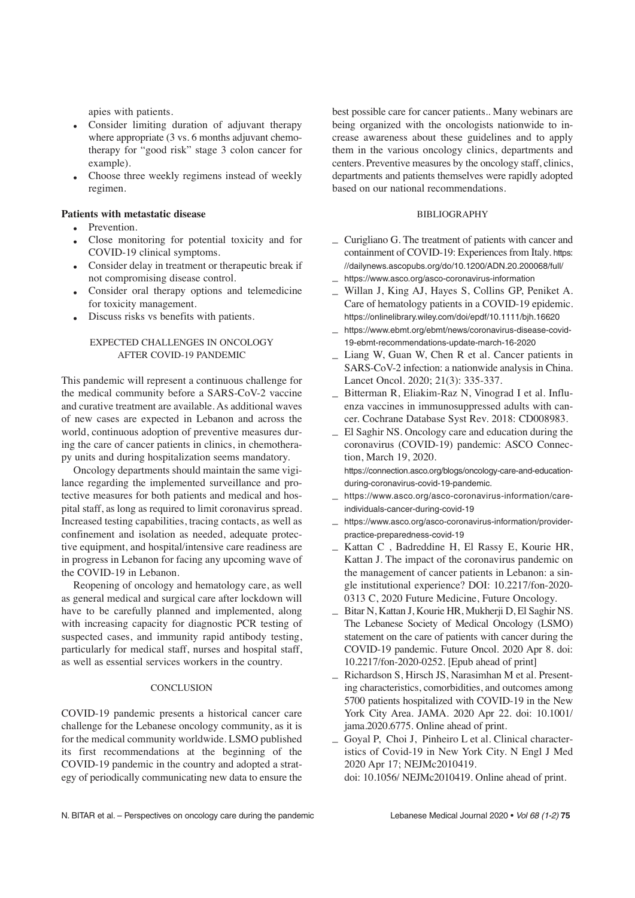apies with patients.

- Consider limiting duration of adjuvant therapy where appropriate (3 vs. 6 months adjuvant chemotherapy for "good risk" stage 3 colon cancer for example).
- Choose three weekly regimens instead of weekly regimen.

**Patients with metastatic disease**

- Prevention.
- Close monitoring for potential toxicity and for COVID-19 clinical symptoms.
- Consider delay in treatment or therapeutic break if not compromising disease control.
- Consider oral therapy options and telemedicine for toxicity management.
- Discuss risks vs benefits with patients.

## EXPECTED CHALLENGES IN ONCOLOGY AFTER COVID-19 PANDEMIC

This pandemic will represent a continuous challenge for the medical community before a SARS-CoV-2 vaccine and curative treatment are available. As additional waves of new cases are expected in Lebanon and across the world, continuous adoption of preventive measures during the care of cancer patients in clinics, in chemotherapy units and during hospitalization seems mandatory.

Oncology departments should maintain the same vigilance regarding the implemented surveillance and protective measures for both patients and medical and hospital staff, as long as required to limit coronavirus spread. Increased testing capabilities, tracing contacts, as well as confinement and isolation as needed, adequate protective equipment, and hospital/intensive care readiness are in progress in Lebanon for facing any upcoming wave of the COVID-19 in Lebanon.

Reopening of oncology and hematology care, as well as general medical and surgical care after lockdown will have to be carefully planned and implemented, along with increasing capacity for diagnostic PCR testing of suspected cases, and immunity rapid antibody testing, particularly for medical staff, nurses and hospital staff, as well as essential services workers in the country.

## CONCLUSION

COVID-19 pandemic presents a historical cancer care challenge for the Lebanese oncology community, as it is for the medical community worldwide. LSMO published its first recommendations at the beginning of the COVID-19 pandemic in the country and adopted a strategy of periodically communicating new data to ensure the best possible care for cancer patients.. Many webinars are being organized with the oncologists nationwide to increase awareness about these guidelines and to apply them in the various oncology clinics, departments and centers. Preventive measures by the oncology staff, clinics, departments and patients themselves were rapidly adopted based on our national recommendations.

## BIBLIOGRAPHY

- Curigliano G. The treatment of patients with cancer and containment of COVID-19: Experiences from Italy. https://dailynews.ascopubs.org/do/10.1200/ADN.20.200068/full/
- https://www.asco.org/asco-coronavirus-information
- Willan J, King AJ, Hayes S, Collins GP, Peniket A. Care of hematology patients in a COVID-19 epidemic. https://onlinelibrary.wiley.com/doi/epdf/10.1111/bjh.16620
- https://www.ebmt.org/ebmt/news/coronavirus-disease-covid-19-ebmt-recommendations-update-march-16-2020
- Liang W, Guan W, Chen R et al. Cancer patients in SARS-CoV-2 infection: a nationwide analysis in China. Lancet Oncol. 2020; 21(3): 335-337.
- Bitterman R, Eliakim-Raz N, Vinograd I et al. Influenza vaccines in immunosuppressed adults with cancer. Cochrane Database Syst Rev. 2018: CD008983.
- El Saghir NS. Oncology care and education during the coronavirus (COVID-19) pandemic: ASCO Connection, March 19, 2020. https://connection.asco.org/blogs/oncology-care-and-education-during-coronavirus-covid-19-pandemic.
- https://www.asco.org/asco-coronavirus-information/care-individuals-cancer-during-covid-19
- https://www.asco.org/asco-coronavirus-information/provider-practice-preparedness-covid-19
- Kattan C , Badreddine H, El Rassy E, Kourie HR, Kattan J. The impact of the coronavirus pandemic on the management of cancer patients in Lebanon: a single institutional experience? DOI: 10.2217/fon-2020-0313 C, 2020 Future Medicine, Future Oncology.
- Bitar N, Kattan J, Kourie HR, Mukherji D, El Saghir NS. The Lebanese Society of Medical Oncology (LSMO) statement on the care of patients with cancer during the COVID-19 pandemic. Future Oncol. 2020 Apr 8. doi: 10.2217/fon-2020-0252. [Epub ahead of print]
- Richardson S, Hirsch JS, Narasimhan M et al. Presenting characteristics, comorbidities, and outcomes among 5700 patients hospitalized with COVID-19 in the New York City Area. JAMA. 2020 Apr 22. doi: 10.1001/jama.2020.6775. Online ahead of print.
- Goyal P, Choi J, Pinheiro L et al. Clinical characteristics of Covid-19 in New York City. N Engl J Med 2020 Apr 17; NEJMc2010419. doi: 10.1056/ NEJMc2010419. Online ahead of print.